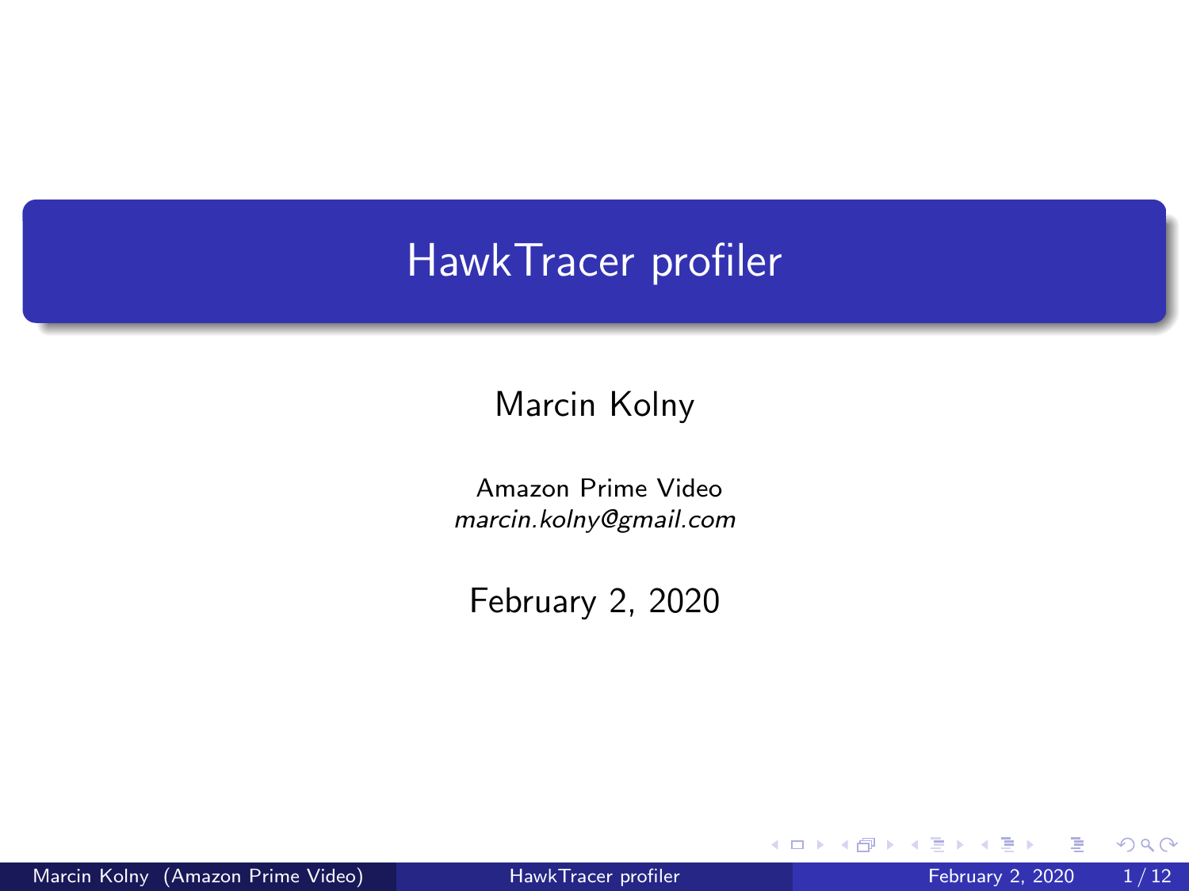# HawkTracer profiler

Marcin Kolny

Amazon Prime Video
*marcin.kolny@gmail.com*

February 2, 2020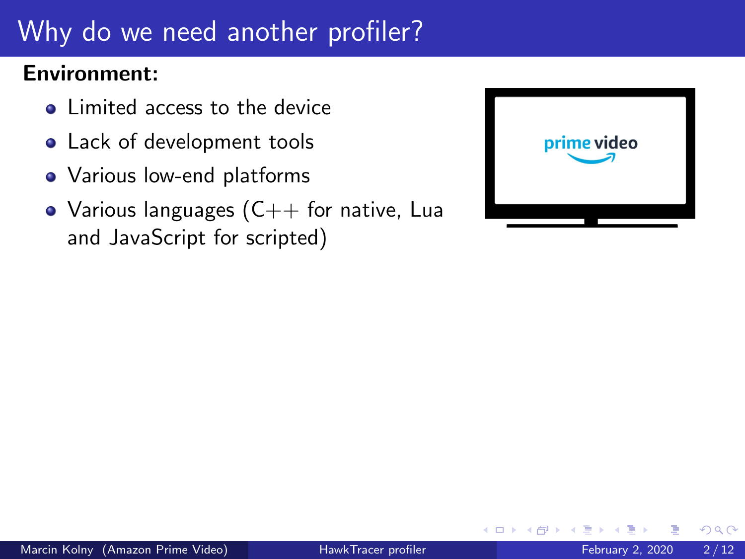# Why do we need another profiler?

**Environment:**

- Limited access to the device
- Lack of development tools
- Various low-end platforms
- Various languages (C++ for native, Lua and JavaScript for scripted)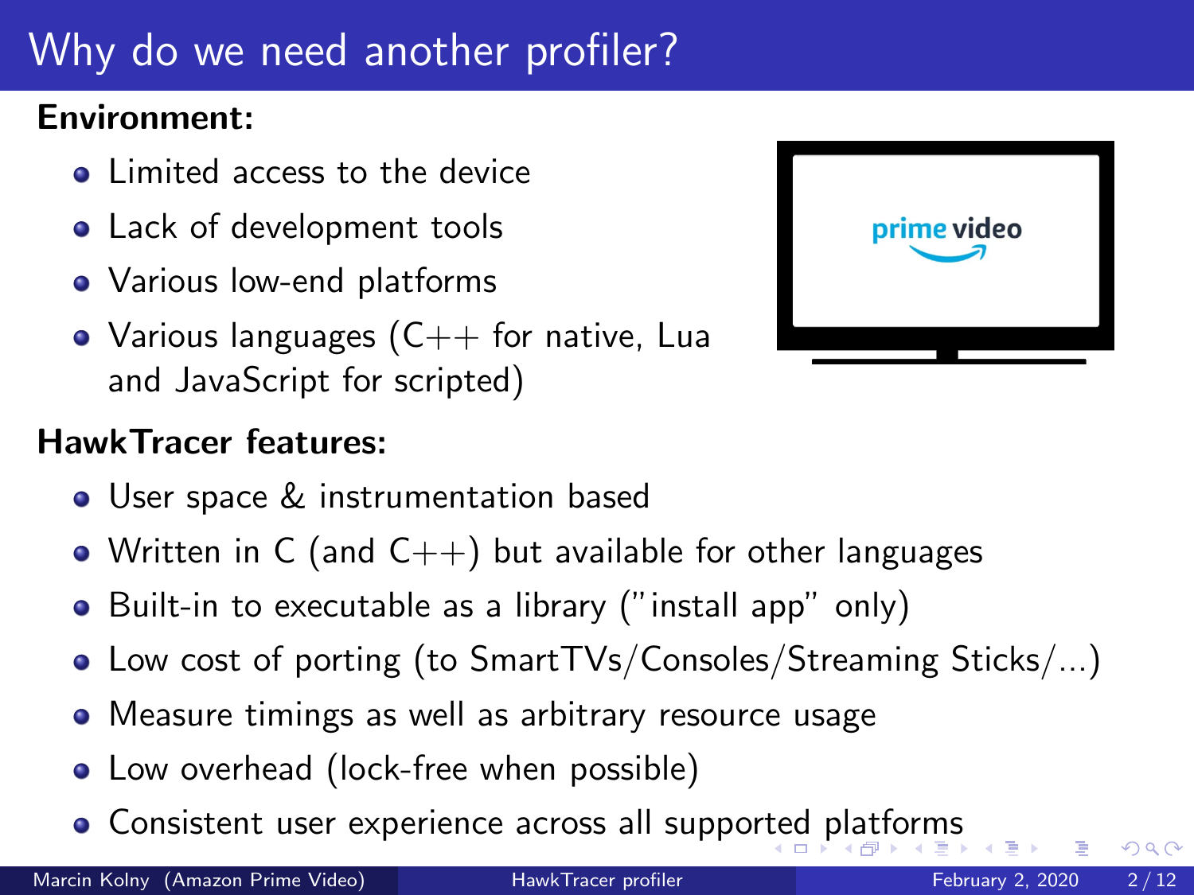# Why do we need another profiler?

**Environment:**

- Limited access to the device
- Lack of development tools
- Various low-end platforms
- Various languages (C++ for native, Lua and JavaScript for scripted)

**HawkTracer features:**

- User space & instrumentation based
- Written in C (and C++) but available for other languages
- Built-in to executable as a library ("install app" only)
- Low cost of porting (to SmartTVs/Consoles/Streaming Sticks/...)
- Measure timings as well as arbitrary resource usage
- Low overhead (lock-free when possible)
- Consistent user experience across all supported platforms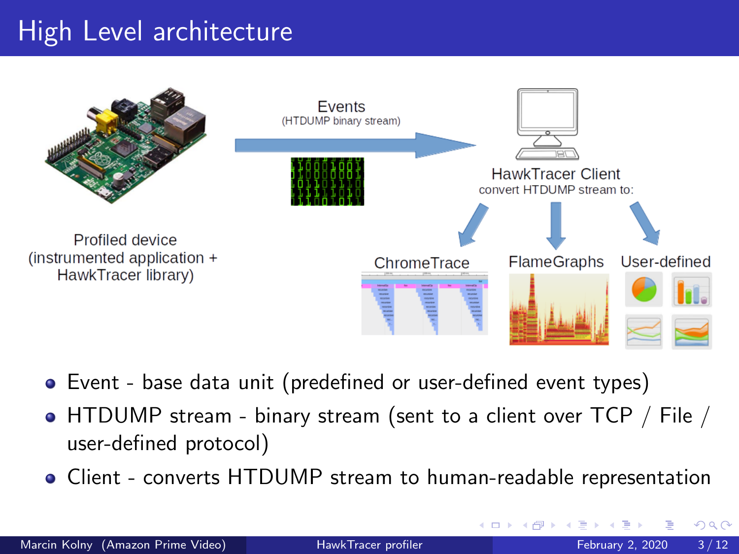# High Level architecture

Events
(HTDUMP binary stream)

HawkTracer Client
convert HTDUMP stream to:

ChromeTrace

FlameGraphs

User-defined

Profiled device
(instrumented application +
HawkTracer library)

- Event - base data unit (predefined or user-defined event types)
- HTDUMP stream - binary stream (sent to a client over TCP / File / user-defined protocol)
- Client - converts HTDUMP stream to human-readable representation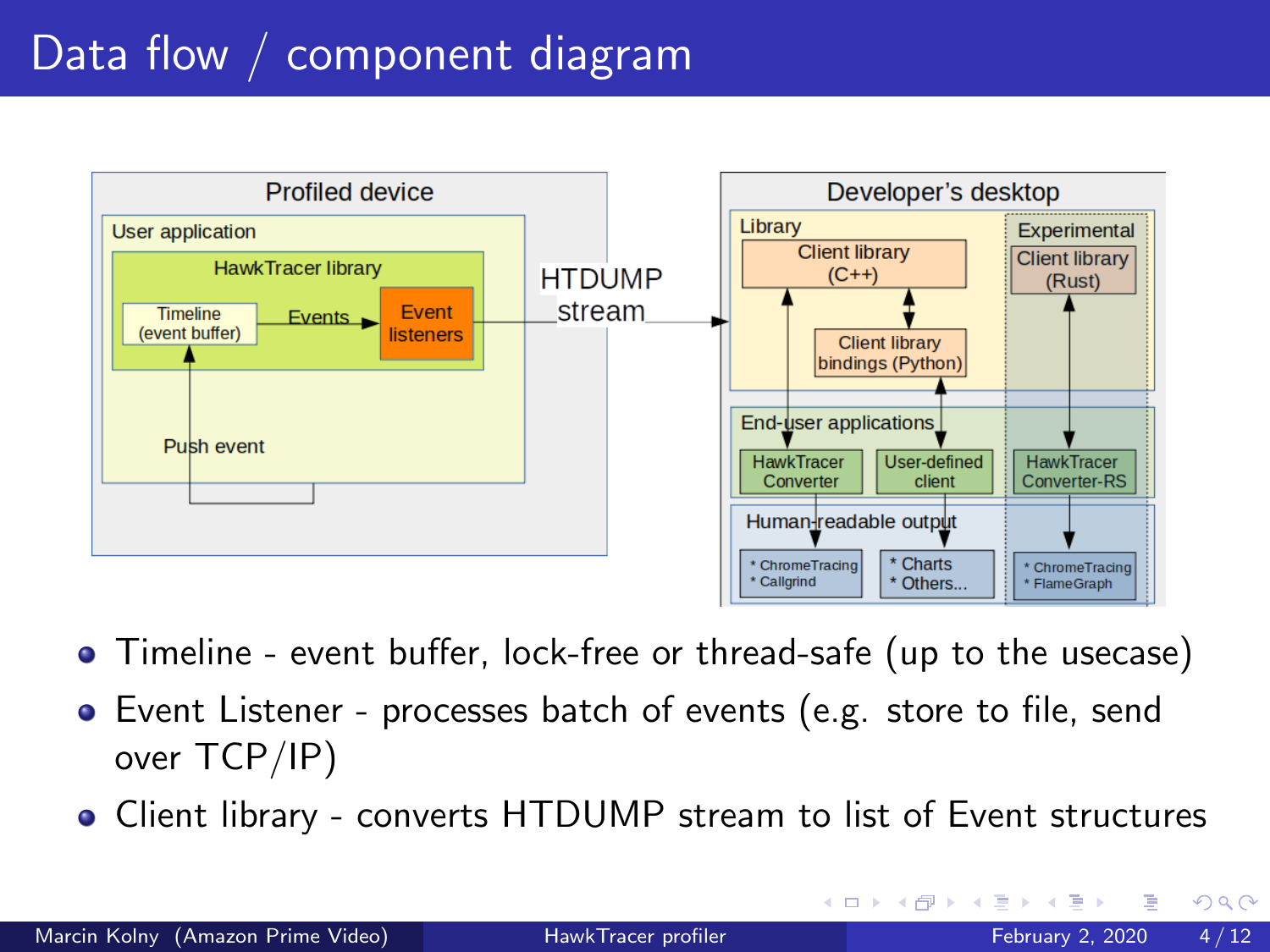# Data flow / component diagram

- Timeline - event buffer, lock-free or thread-safe (up to the usecase)
- Event Listener - processes batch of events (e.g. store to file, send over TCP/IP)
- Client library - converts HTDUMP stream to list of Event structures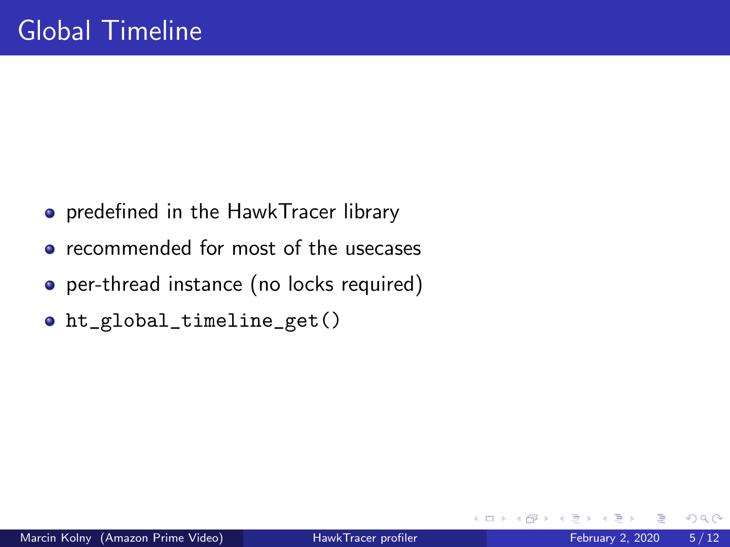# Global Timeline

- predefined in the HawkTracer library
- recommended for most of the usecases
- per-thread instance (no locks required)
- `ht_global_timeline_get()`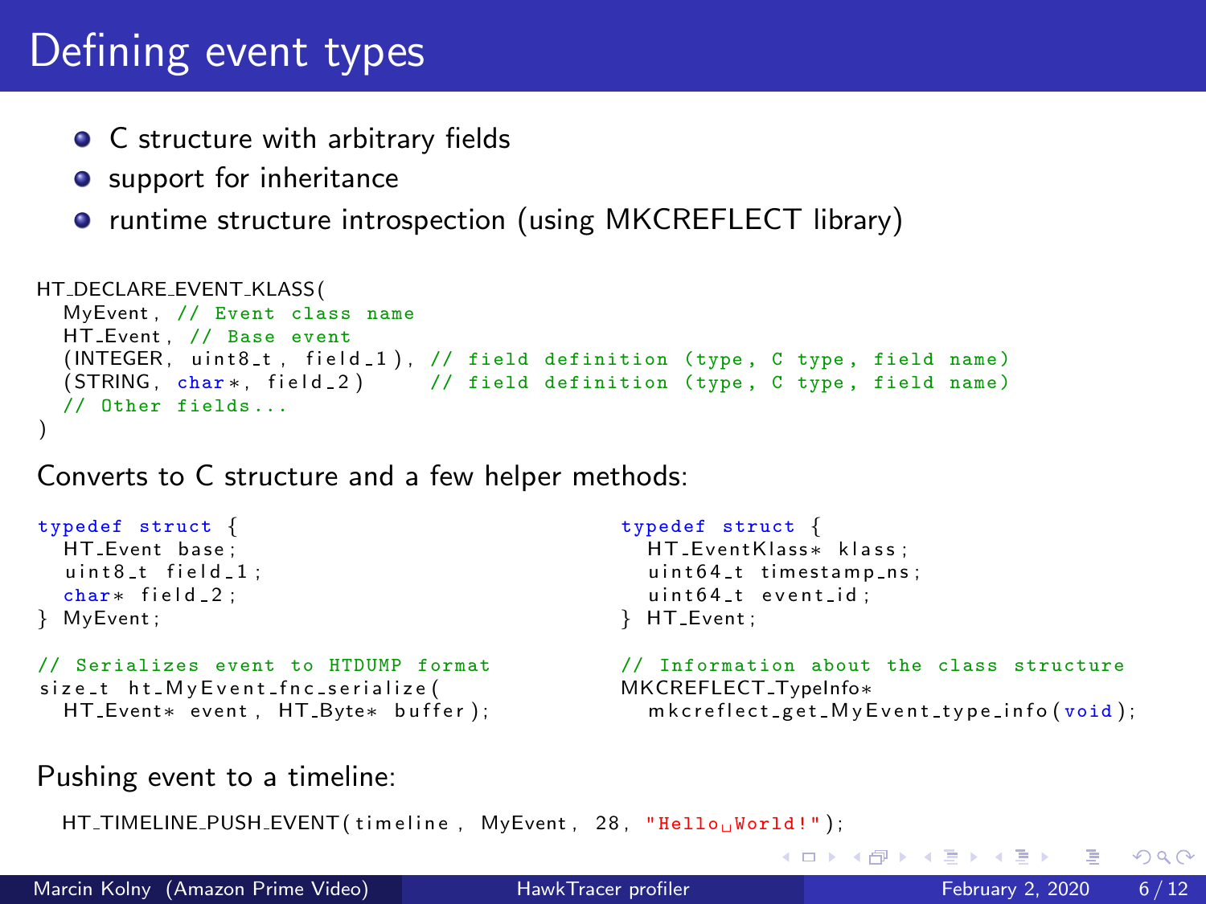# Defining event types

- C structure with arbitrary fields
- support for inheritance
- runtime structure introspection (using MKCREFLECT library)

```c
HT_DECLARE_EVENT_KLASS(
  MyEvent, // Event class name
  HT_Event, // Base event
  (INTEGER, uint8_t, field_1), // field definition (type, C type, field name)
  (STRING, char*, field_2)     // field definition (type, C type, field name)
  // Other fields...
)
```

Converts to C structure and a few helper methods:

```c
typedef struct {
  HT_Event base;
  uint8_t field_1;
  char* field_2;
} MyEvent;

// Serializes event to HTDUMP format
size_t ht_MyEvent_fnc_serialize(
  HT_Event* event, HT_Byte* buffer);
```

```c
typedef struct {
  HT_EventKlass* klass;
  uint64_t timestamp_ns;
  uint64_t event_id;
} HT_Event;

// Information about the class structure
MKCREFLECT_TypeInfo*
  mkcreflect_get_MyEvent_type_info(void);
```

Pushing event to a timeline:

```c
HT_TIMELINE_PUSH_EVENT(timeline, MyEvent, 28, "Hello World!");
```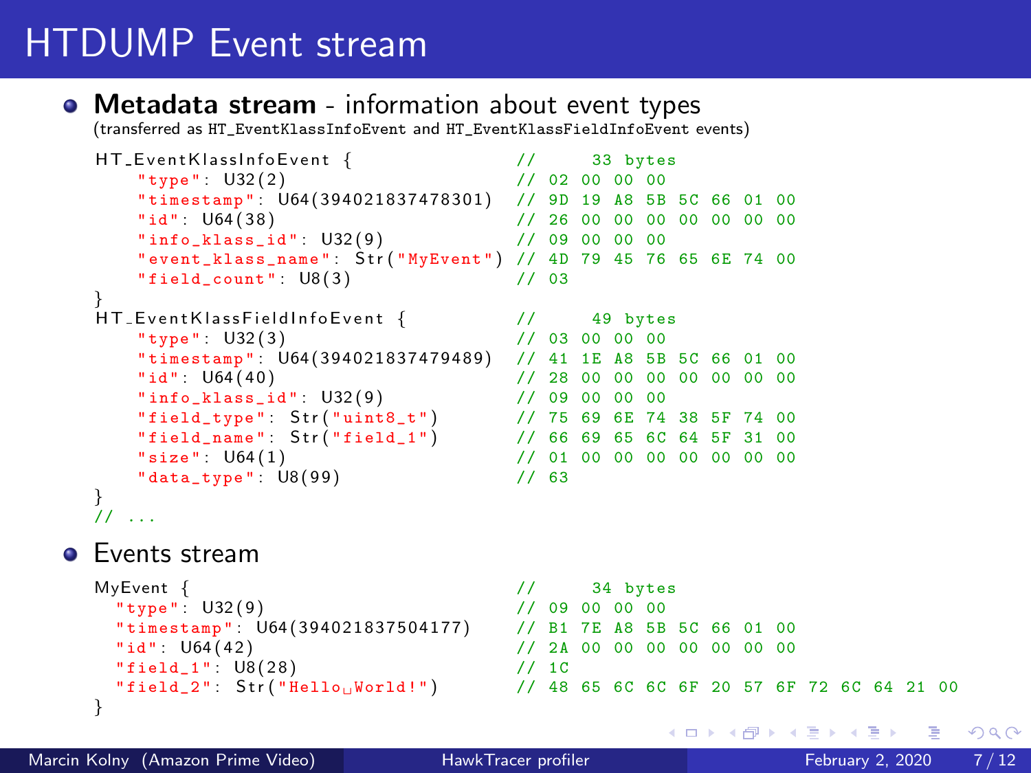# HTDUMP Event stream

- **Metadata stream** - information about event types
  (transferred as HT_EventKlassInfoEvent and HT_EventKlassFieldInfoEvent events)

```
HT_EventKlassInfoEvent {                    //     33 bytes
    "type": U32(2)                          // 02 00 00 00
    "timestamp": U64(394021837478301)       // 9D 19 A8 5B 5C 66 01 00
    "id": U64(38)                           // 26 00 00 00 00 00 00 00
    "info_klass_id": U32(9)                 // 09 00 00 00
    "event_klass_name": Str("MyEvent")      // 4D 79 45 76 65 6E 74 00
    "field_count": U8(3)                    // 03
}
HT_EventKlassFieldInfoEvent {               //     49 bytes
    "type": U32(3)                          // 03 00 00 00
    "timestamp": U64(394021837479489)       // 41 1E A8 5B 5C 66 01 00
    "id": U64(40)                           // 28 00 00 00 00 00 00 00
    "info_klass_id": U32(9)                 // 09 00 00 00
    "field_type": Str("uint8_t")            // 75 69 6E 74 38 5F 74 00
    "field_name": Str("field_1")            // 66 69 65 6C 64 5F 31 00
    "size": U64(1)                          // 01 00 00 00 00 00 00 00
    "data_type": U8(99)                     // 63
}
// ...
```

- Events stream

```
MyEvent {                                   //     34 bytes
  "type": U32(9)                            // 09 00 00 00
  "timestamp": U64(394021837504177)         // B1 7E A8 5B 5C 66 01 00
  "id": U64(42)                             // 2A 00 00 00 00 00 00 00
  "field_1": U8(28)                         // 1C
  "field_2": Str("Hello World!")            // 48 65 6C 6C 6F 20 57 6F 72 6C 64 21 00
}
```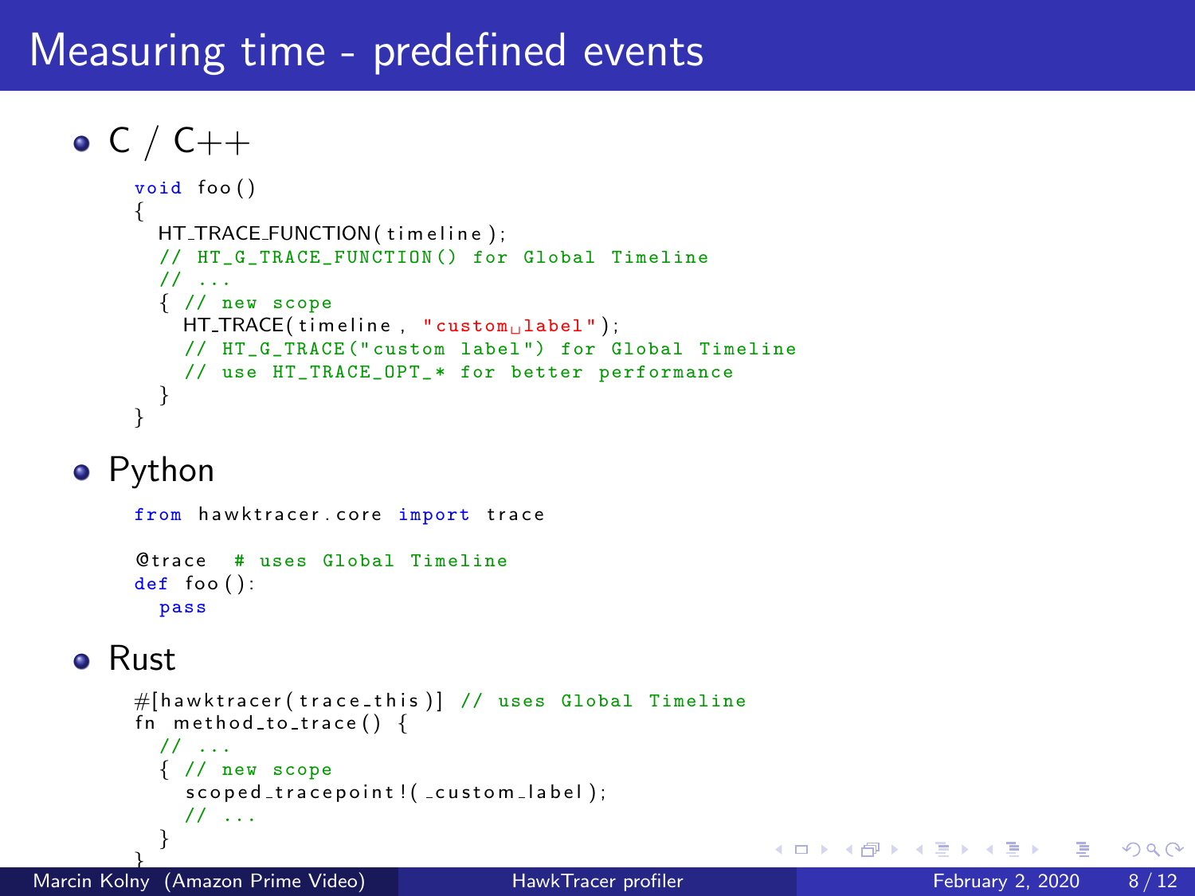# Measuring time - predefined events

- C / C++

```c
void foo()
{
  HT_TRACE_FUNCTION(timeline);
  // HT_G_TRACE_FUNCTION() for Global Timeline
  // ...
  { // new scope
    HT_TRACE(timeline, "custom label");
    // HT_G_TRACE("custom label") for Global Timeline
    // use HT_TRACE_OPT_* for better performance
  }
}
```

- Python

```python
from hawktracer.core import trace

@trace  # uses Global Timeline
def foo():
  pass
```

- Rust

```rust
#[hawktracer(trace_this)] // uses Global Timeline
fn method_to_trace() {
  // ...
  { // new scope
    scoped_tracepoint!(_custom_label);
    // ...
  }
}
```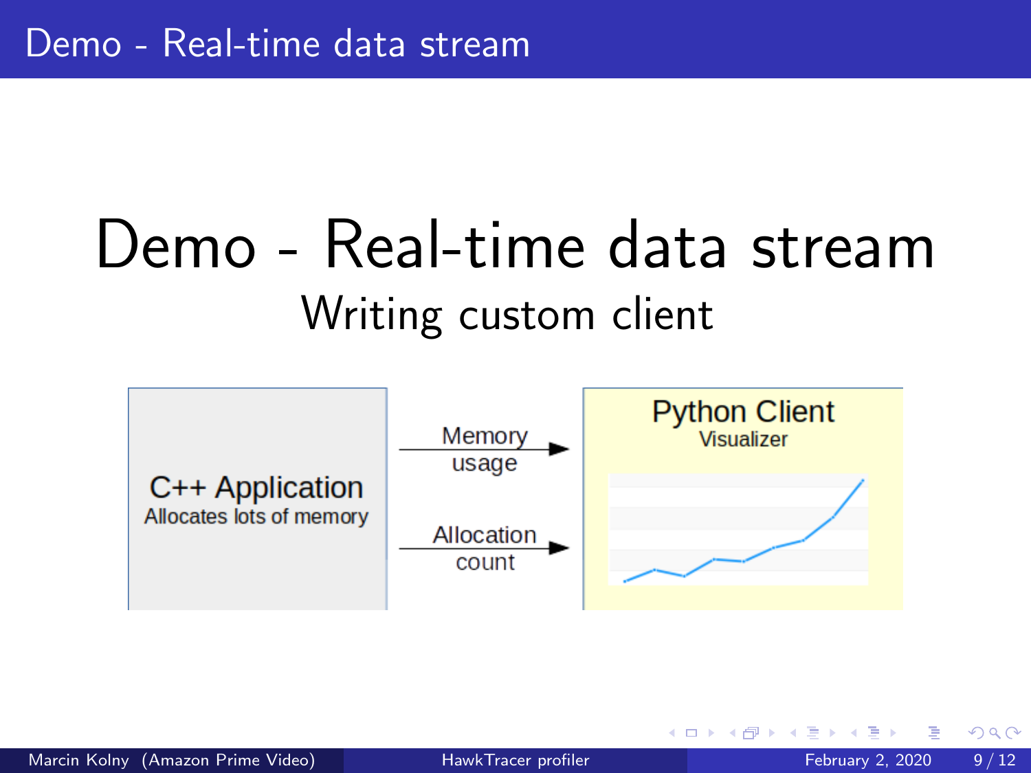# Demo - Real-time data stream

## Writing custom client

C++ Application
Allocates lots of memory

Memory usage →

Allocation count →

Python Client
Visualizer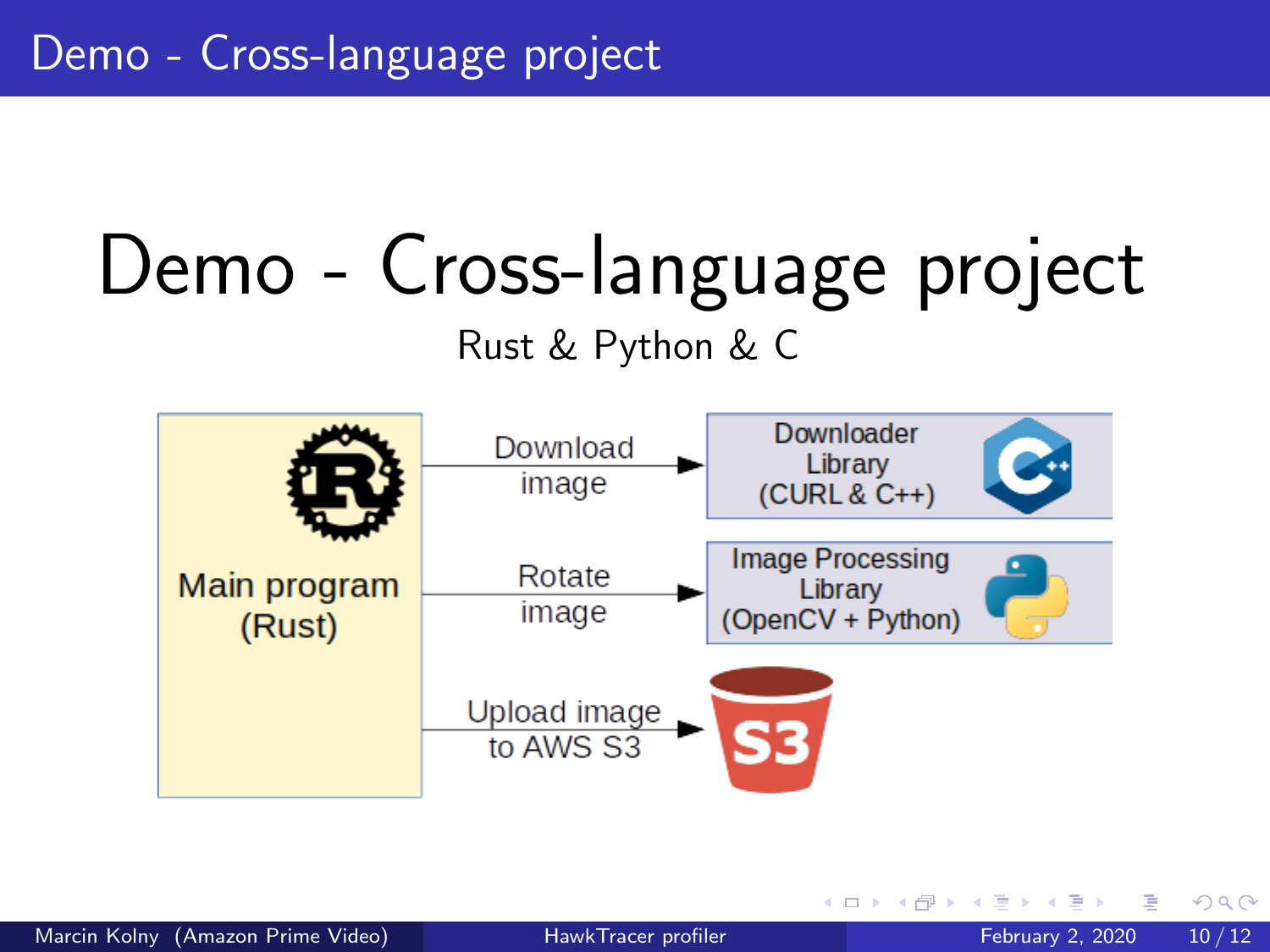# Demo - Cross-language project

Rust & Python & C

Main program (Rust)

Download image → Downloader Library (CURL & C++)

Rotate image → Image Processing Library (OpenCV + Python)

Upload image to AWS S3 → S3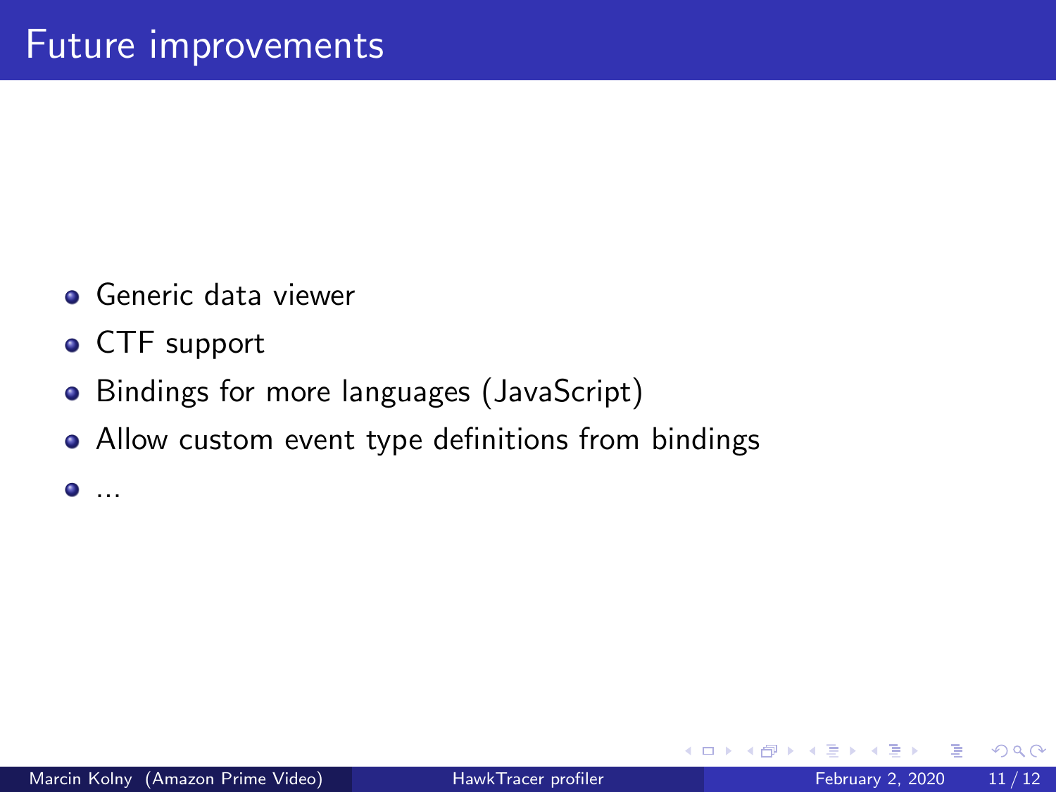# Future improvements

- Generic data viewer
- CTF support
- Bindings for more languages (JavaScript)
- Allow custom event type definitions from bindings
- ...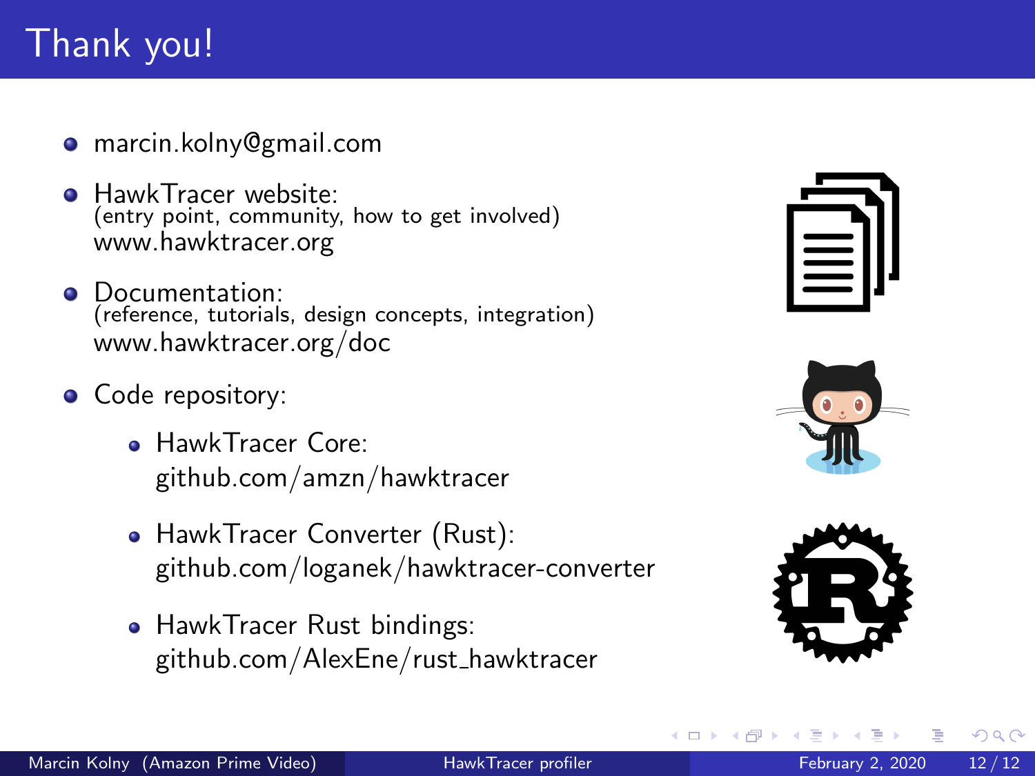# Thank you!

- marcin.kolny@gmail.com
- HawkTracer website:
  (entry point, community, how to get involved)
  www.hawktracer.org
- Documentation:
  (reference, tutorials, design concepts, integration)
  www.hawktracer.org/doc
- Code repository:
  - HawkTracer Core:
    github.com/amzn/hawktracer
  - HawkTracer Converter (Rust):
    github.com/loganek/hawktracer-converter
  - HawkTracer Rust bindings:
    github.com/AlexEne/rust_hawktracer